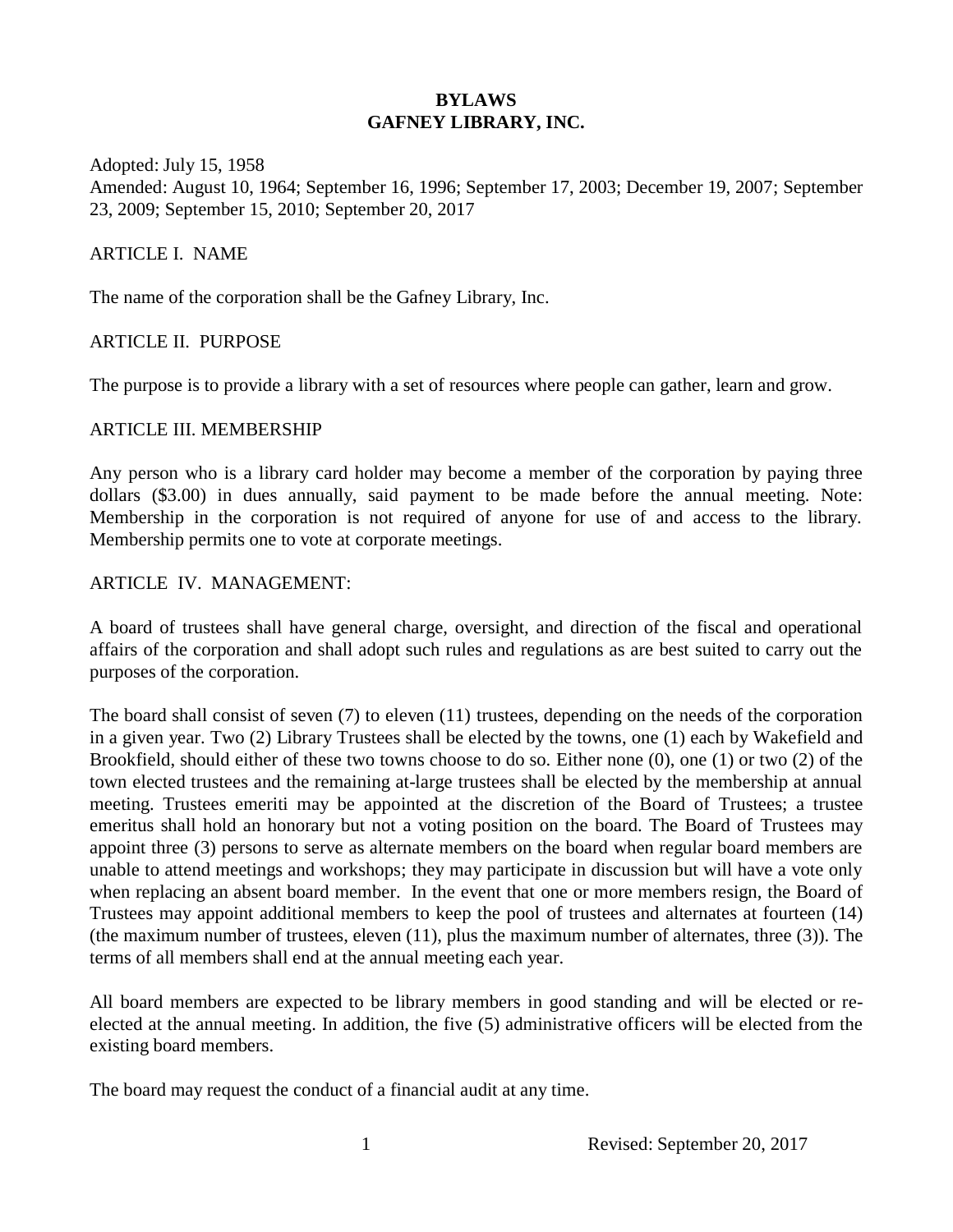# BYLAWS
# GAFNEY LIBRARY, INC.

Adopted: July 15, 1958
Amended: August 10, 1964; September 16, 1996; September 17, 2003; December 19, 2007; September 23, 2009; September 15, 2010; September 20, 2017

## ARTICLE I. NAME

The name of the corporation shall be the Gafney Library, Inc.

## ARTICLE II. PURPOSE

The purpose is to provide a library with a set of resources where people can gather, learn and grow.

## ARTICLE III. MEMBERSHIP

Any person who is a library card holder may become a member of the corporation by paying three dollars ($3.00) in dues annually, said payment to be made before the annual meeting. Note: Membership in the corporation is not required of anyone for use of and access to the library. Membership permits one to vote at corporate meetings.

## ARTICLE IV. MANAGEMENT:

A board of trustees shall have general charge, oversight, and direction of the fiscal and operational affairs of the corporation and shall adopt such rules and regulations as are best suited to carry out the purposes of the corporation.

The board shall consist of seven (7) to eleven (11) trustees, depending on the needs of the corporation in a given year. Two (2) Library Trustees shall be elected by the towns, one (1) each by Wakefield and Brookfield, should either of these two towns choose to do so. Either none (0), one (1) or two (2) of the town elected trustees and the remaining at-large trustees shall be elected by the membership at annual meeting. Trustees emeriti may be appointed at the discretion of the Board of Trustees; a trustee emeritus shall hold an honorary but not a voting position on the board. The Board of Trustees may appoint three (3) persons to serve as alternate members on the board when regular board members are unable to attend meetings and workshops; they may participate in discussion but will have a vote only when replacing an absent board member. In the event that one or more members resign, the Board of Trustees may appoint additional members to keep the pool of trustees and alternates at fourteen (14) (the maximum number of trustees, eleven (11), plus the maximum number of alternates, three (3)). The terms of all members shall end at the annual meeting each year.

All board members are expected to be library members in good standing and will be elected or re-elected at the annual meeting. In addition, the five (5) administrative officers will be elected from the existing board members.

The board may request the conduct of a financial audit at any time.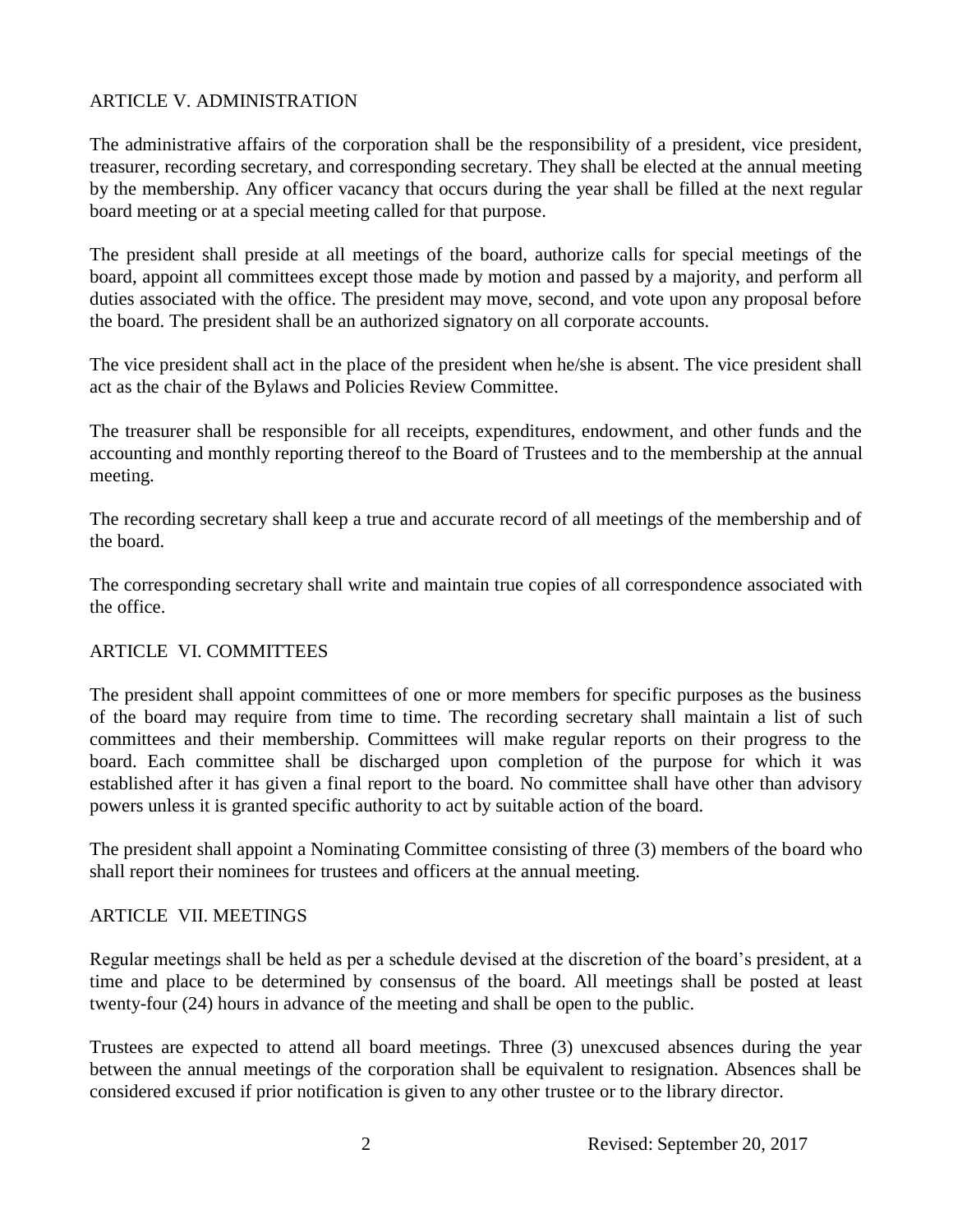## ARTICLE V. ADMINISTRATION

The administrative affairs of the corporation shall be the responsibility of a president, vice president, treasurer, recording secretary, and corresponding secretary. They shall be elected at the annual meeting by the membership. Any officer vacancy that occurs during the year shall be filled at the next regular board meeting or at a special meeting called for that purpose.

The president shall preside at all meetings of the board, authorize calls for special meetings of the board, appoint all committees except those made by motion and passed by a majority, and perform all duties associated with the office. The president may move, second, and vote upon any proposal before the board. The president shall be an authorized signatory on all corporate accounts.

The vice president shall act in the place of the president when he/she is absent. The vice president shall act as the chair of the Bylaws and Policies Review Committee.

The treasurer shall be responsible for all receipts, expenditures, endowment, and other funds and the accounting and monthly reporting thereof to the Board of Trustees and to the membership at the annual meeting.

The recording secretary shall keep a true and accurate record of all meetings of the membership and of the board.

The corresponding secretary shall write and maintain true copies of all correspondence associated with the office.

## ARTICLE VI. COMMITTEES

The president shall appoint committees of one or more members for specific purposes as the business of the board may require from time to time. The recording secretary shall maintain a list of such committees and their membership. Committees will make regular reports on their progress to the board. Each committee shall be discharged upon completion of the purpose for which it was established after it has given a final report to the board. No committee shall have other than advisory powers unless it is granted specific authority to act by suitable action of the board.

The president shall appoint a Nominating Committee consisting of three (3) members of the board who shall report their nominees for trustees and officers at the annual meeting.

## ARTICLE VII. MEETINGS

Regular meetings shall be held as per a schedule devised at the discretion of the board's president, at a time and place to be determined by consensus of the board. All meetings shall be posted at least twenty-four (24) hours in advance of the meeting and shall be open to the public.

Trustees are expected to attend all board meetings. Three (3) unexcused absences during the year between the annual meetings of the corporation shall be equivalent to resignation. Absences shall be considered excused if prior notification is given to any other trustee or to the library director.

Revised: September 20, 2017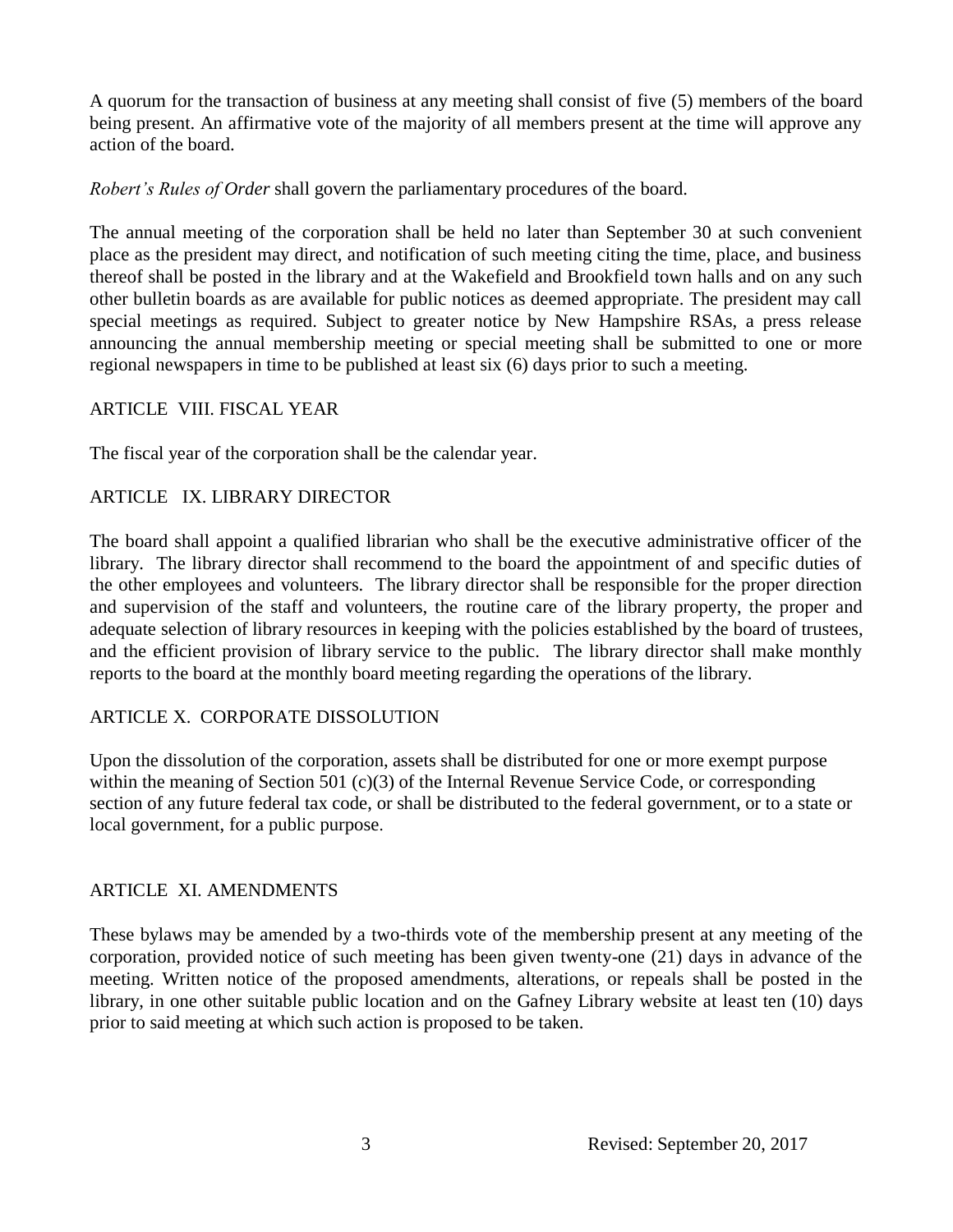A quorum for the transaction of business at any meeting shall consist of five (5) members of the board being present. An affirmative vote of the majority of all members present at the time will approve any action of the board.

*Robert's Rules of Order* shall govern the parliamentary procedures of the board.

The annual meeting of the corporation shall be held no later than September 30 at such convenient place as the president may direct, and notification of such meeting citing the time, place, and business thereof shall be posted in the library and at the Wakefield and Brookfield town halls and on any such other bulletin boards as are available for public notices as deemed appropriate. The president may call special meetings as required. Subject to greater notice by New Hampshire RSAs, a press release announcing the annual membership meeting or special meeting shall be submitted to one or more regional newspapers in time to be published at least six (6) days prior to such a meeting.

## ARTICLE VIII. FISCAL YEAR

The fiscal year of the corporation shall be the calendar year.

## ARTICLE IX. LIBRARY DIRECTOR

The board shall appoint a qualified librarian who shall be the executive administrative officer of the library. The library director shall recommend to the board the appointment of and specific duties of the other employees and volunteers. The library director shall be responsible for the proper direction and supervision of the staff and volunteers, the routine care of the library property, the proper and adequate selection of library resources in keeping with the policies established by the board of trustees, and the efficient provision of library service to the public. The library director shall make monthly reports to the board at the monthly board meeting regarding the operations of the library.

## ARTICLE X. CORPORATE DISSOLUTION

Upon the dissolution of the corporation, assets shall be distributed for one or more exempt purpose within the meaning of Section 501 (c)(3) of the Internal Revenue Service Code, or corresponding section of any future federal tax code, or shall be distributed to the federal government, or to a state or local government, for a public purpose.

## ARTICLE XI. AMENDMENTS

These bylaws may be amended by a two-thirds vote of the membership present at any meeting of the corporation, provided notice of such meeting has been given twenty-one (21) days in advance of the meeting. Written notice of the proposed amendments, alterations, or repeals shall be posted in the library, in one other suitable public location and on the Gafney Library website at least ten (10) days prior to said meeting at which such action is proposed to be taken.

Revised: September 20, 2017